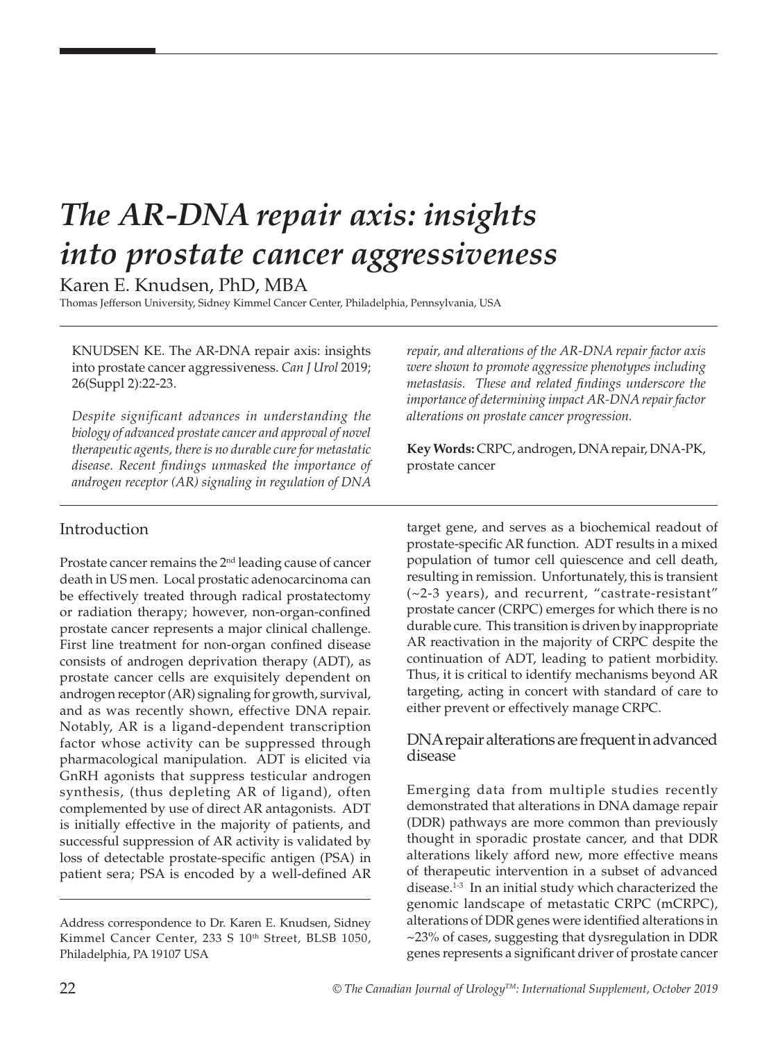# *The AR-DNA repair axis: insights into prostate cancer aggressiveness*

Karen E. Knudsen, PhD, MBA

Thomas Jefferson University, Sidney Kimmel Cancer Center, Philadelphia, Pennsylvania, USA

KNUDSEN KE. The AR-DNA repair axis: insights into prostate cancer aggressiveness. *Can J Urol* 2019; 26(Suppl 2):22-23.

*Despite significant advances in understanding the biology of advanced prostate cancer and approval of novel therapeutic agents, there is no durable cure for metastatic disease. Recent findings unmasked the importance of androgen receptor (AR) signaling in regulation of DNA repair, and alterations of the AR-DNA repair factor axis were shown to promote aggressive phenotypes including metastasis. These and related findings underscore the importance of determining impact AR-DNA repair factor alterations on prostate cancer progression.*

**Key Words:** CRPC, androgen, DNA repair, DNA-PK, prostate cancer

## Introduction

Prostate cancer remains the 2nd leading cause of cancer death in US men. Local prostatic adenocarcinoma can be effectively treated through radical prostatectomy or radiation therapy; however, non-organ-confined prostate cancer represents a major clinical challenge. First line treatment for non-organ confined disease consists of androgen deprivation therapy (ADT), as prostate cancer cells are exquisitely dependent on androgen receptor (AR) signaling for growth, survival, and as was recently shown, effective DNA repair. Notably, AR is a ligand-dependent transcription factor whose activity can be suppressed through pharmacological manipulation. ADT is elicited via GnRH agonists that suppress testicular androgen synthesis, (thus depleting AR of ligand), often complemented by use of direct AR antagonists. ADT is initially effective in the majority of patients, and successful suppression of AR activity is validated by loss of detectable prostate-specific antigen (PSA) in patient sera; PSA is encoded by a well-defined AR target gene, and serves as a biochemical readout of prostate-specific AR function. ADT results in a mixed population of tumor cell quiescence and cell death, resulting in remission. Unfortunately, this is transient (~2-3 years), and recurrent, "castrate-resistant" prostate cancer (CRPC) emerges for which there is no durable cure. This transition is driven by inappropriate AR reactivation in the majority of CRPC despite the continuation of ADT, leading to patient morbidity. Thus, it is critical to identify mechanisms beyond AR targeting, acting in concert with standard of care to either prevent or effectively manage CRPC.

### DNA repair alterations are frequent in advanced disease

Emerging data from multiple studies recently demonstrated that alterations in DNA damage repair (DDR) pathways are more common than previously thought in sporadic prostate cancer, and that DDR alterations likely afford new, more effective means of therapeutic intervention in a subset of advanced disease.[1-3] In an initial study which characterized the genomic landscape of metastatic CRPC (mCRPC), alterations of DDR genes were identified alterations in ~23% of cases, suggesting that dysregulation in DDR genes represents a significant driver of prostate cancer

Address correspondence to Dr. Karen E. Knudsen, Sidney Kimmel Cancer Center, 233 S 10th Street, BLSB 1050, Philadelphia, PA 19107 USA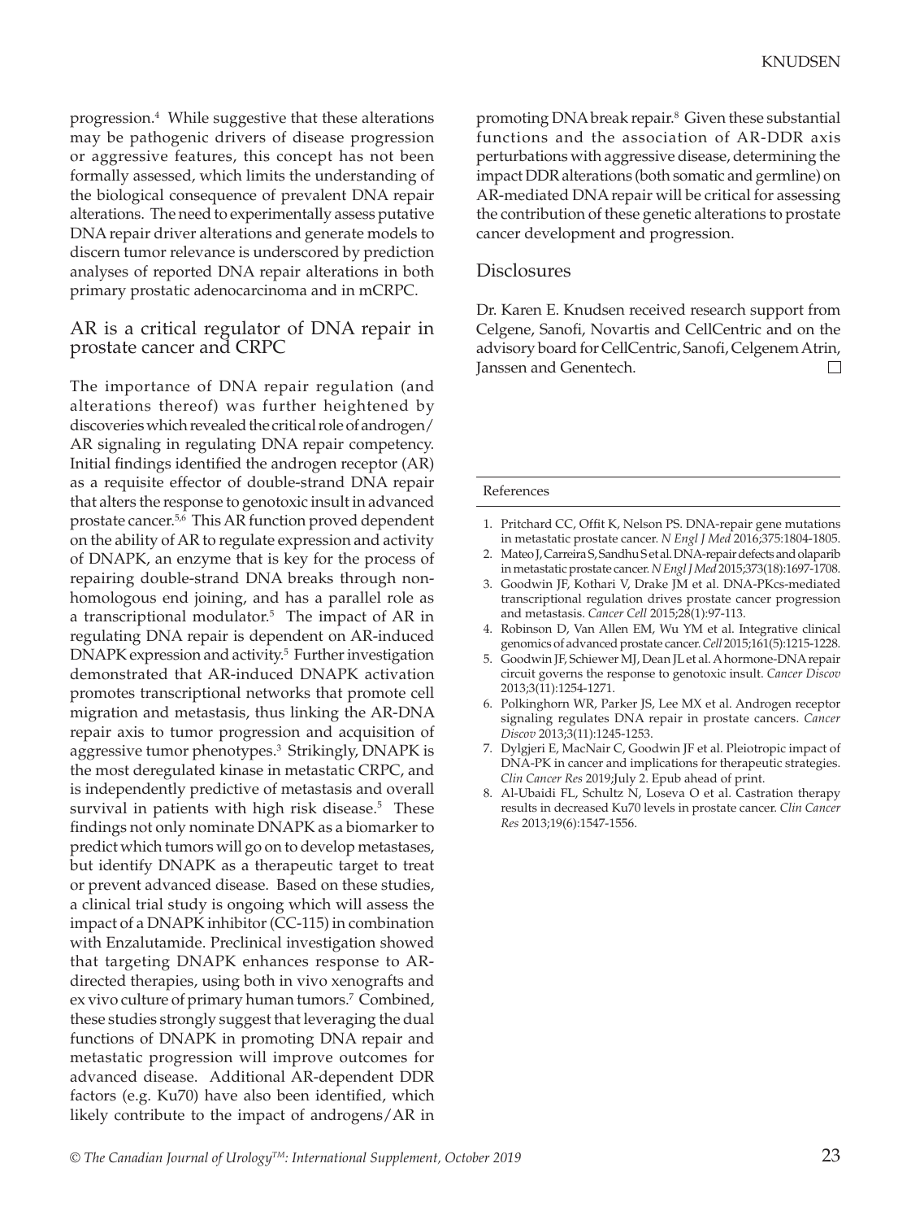progression.[4] While suggestive that these alterations may be pathogenic drivers of disease progression or aggressive features, this concept has not been formally assessed, which limits the understanding of the biological consequence of prevalent DNA repair alterations. The need to experimentally assess putative DNA repair driver alterations and generate models to discern tumor relevance is underscored by prediction analyses of reported DNA repair alterations in both primary prostatic adenocarcinoma and in mCRPC.

## AR is a critical regulator of DNA repair in prostate cancer and CRPC

The importance of DNA repair regulation (and alterations thereof) was further heightened by discoveries which revealed the critical role of androgen/AR signaling in regulating DNA repair competency. Initial findings identified the androgen receptor (AR) as a requisite effector of double-strand DNA repair that alters the response to genotoxic insult in advanced prostate cancer.[5,6] This AR function proved dependent on the ability of AR to regulate expression and activity of DNAPK, an enzyme that is key for the process of repairing double-strand DNA breaks through non-homologous end joining, and has a parallel role as a transcriptional modulator.[5] The impact of AR in regulating DNA repair is dependent on AR-induced DNAPK expression and activity.[5] Further investigation demonstrated that AR-induced DNAPK activation promotes transcriptional networks that promote cell migration and metastasis, thus linking the AR-DNA repair axis to tumor progression and acquisition of aggressive tumor phenotypes.[3] Strikingly, DNAPK is the most deregulated kinase in metastatic CRPC, and is independently predictive of metastasis and overall survival in patients with high risk disease.[5] These findings not only nominate DNAPK as a biomarker to predict which tumors will go on to develop metastases, but identify DNAPK as a therapeutic target to treat or prevent advanced disease. Based on these studies, a clinical trial study is ongoing which will assess the impact of a DNAPK inhibitor (CC-115) in combination with Enzalutamide. Preclinical investigation showed that targeting DNAPK enhances response to AR-directed therapies, using both in vivo xenografts and ex vivo culture of primary human tumors.[7] Combined, these studies strongly suggest that leveraging the dual functions of DNAPK in promoting DNA repair and metastatic progression will improve outcomes for advanced disease. Additional AR-dependent DDR factors (e.g. Ku70) have also been identified, which likely contribute to the impact of androgens/AR in promoting DNA break repair.[8] Given these substantial functions and the association of AR-DDR axis perturbations with aggressive disease, determining the impact DDR alterations (both somatic and germline) on AR-mediated DNA repair will be critical for assessing the contribution of these genetic alterations to prostate cancer development and progression.

## Disclosures

Dr. Karen E. Knudsen received research support from Celgene, Sanofi, Novartis and CellCentric and on the advisory board for CellCentric, Sanofi, Celgenem Atrin, Janssen and Genentech.

## References

1. Pritchard CC, Offit K, Nelson PS. DNA-repair gene mutations in metastatic prostate cancer. *N Engl J Med* 2016;375:1804-1805.
2. Mateo J, Carreira S, Sandhu S et al. DNA-repair defects and olaparib in metastatic prostate cancer. *N Engl J Med* 2015;373(18):1697-1708.
3. Goodwin JF, Kothari V, Drake JM et al. DNA-PKcs-mediated transcriptional regulation drives prostate cancer progression and metastasis. *Cancer Cell* 2015;28(1):97-113.
4. Robinson D, Van Allen EM, Wu YM et al. Integrative clinical genomics of advanced prostate cancer. *Cell* 2015;161(5):1215-1228.
5. Goodwin JF, Schiewer MJ, Dean JL et al. A hormone-DNA repair circuit governs the response to genotoxic insult. *Cancer Discov* 2013;3(11):1254-1271.
6. Polkinghorn WR, Parker JS, Lee MX et al. Androgen receptor signaling regulates DNA repair in prostate cancers. *Cancer Discov* 2013;3(11):1245-1253.
7. Dylgjeri E, MacNair C, Goodwin JF et al. Pleiotropic impact of DNA-PK in cancer and implications for therapeutic strategies. *Clin Cancer Res* 2019;July 2. Epub ahead of print.
8. Al-Ubaidi FL, Schultz N, Loseva O et al. Castration therapy results in decreased Ku70 levels in prostate cancer. *Clin Cancer Res* 2013;19(6):1547-1556.